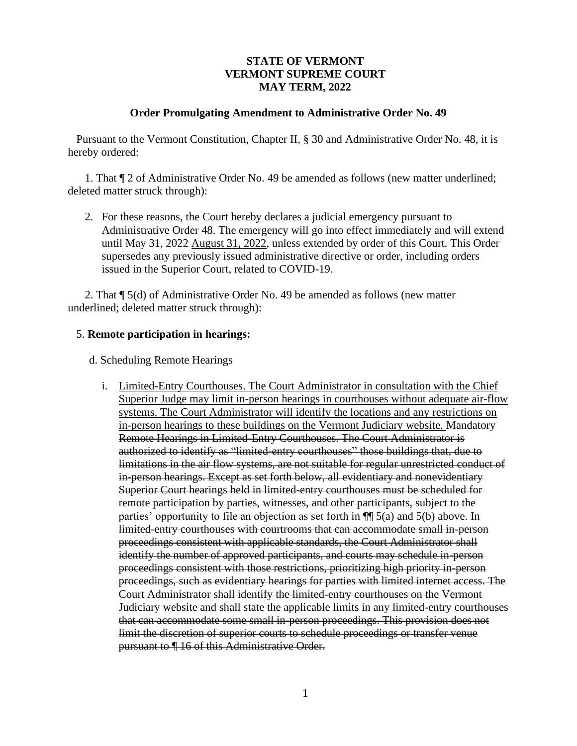**STATE OF VERMONT**
**VERMONT SUPREME COURT**
**MAY TERM, 2022**

**Order Promulgating Amendment to Administrative Order No. 49**

Pursuant to the Vermont Constitution, Chapter II, § 30 and Administrative Order No. 48, it is hereby ordered:

1. That ¶ 2 of Administrative Order No. 49 be amended as follows (new matter underlined; deleted matter struck through):

   2. For these reasons, the Court hereby declares a judicial emergency pursuant to Administrative Order 48. The emergency will go into effect immediately and will extend until ~~May 31, 2022~~ <u>August 31, 2022</u>, unless extended by order of this Court. This Order supersedes any previously issued administrative directive or order, including orders issued in the Superior Court, related to COVID-19.

2. That ¶ 5(d) of Administrative Order No. 49 be amended as follows (new matter underlined; deleted matter struck through):

5. **Remote participation in hearings:**

d. Scheduling Remote Hearings

i. <u>Limited-Entry Courthouses. The Court Administrator in consultation with the Chief Superior Judge may limit in-person hearings in courthouses without adequate air-flow systems. The Court Administrator will identify the locations and any restrictions on in-person hearings to these buildings on the Vermont Judiciary website.</u> ~~Mandatory Remote Hearings in Limited-Entry Courthouses. The Court Administrator is authorized to identify as "limited-entry courthouses" those buildings that, due to limitations in the air flow systems, are not suitable for regular unrestricted conduct of in-person hearings. Except as set forth below, all evidentiary and nonevidentiary Superior Court hearings held in limited-entry courthouses must be scheduled for remote participation by parties, witnesses, and other participants, subject to the parties' opportunity to file an objection as set forth in ¶¶ 5(a) and 5(b) above. In limited-entry courthouses with courtrooms that can accommodate small in-person proceedings consistent with applicable standards, the Court Administrator shall identify the number of approved participants, and courts may schedule in-person proceedings consistent with those restrictions, prioritizing high priority in-person proceedings, such as evidentiary hearings for parties with limited internet access. The Court Administrator shall identify the limited-entry courthouses on the Vermont Judiciary website and shall state the applicable limits in any limited-entry courthouses that can accommodate some small in-person proceedings. This provision does not limit the discretion of superior courts to schedule proceedings or transfer venue pursuant to ¶ 16 of this Administrative Order.~~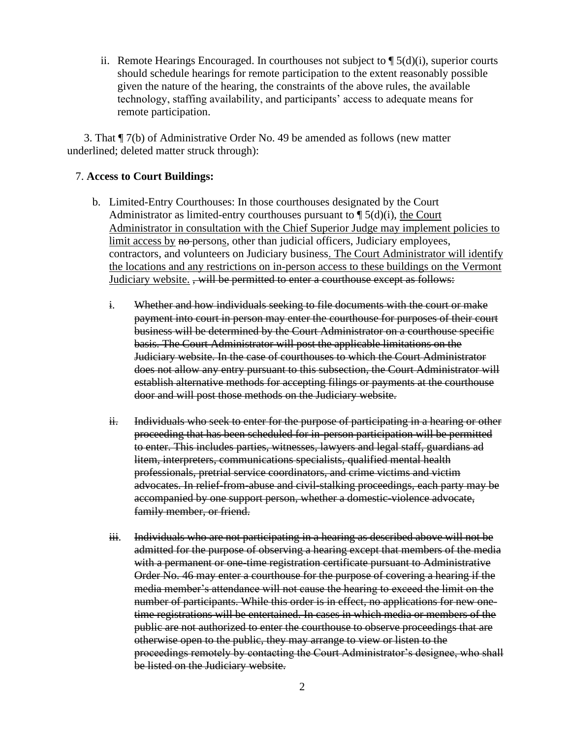ii. Remote Hearings Encouraged. In courthouses not subject to ¶ 5(d)(i), superior courts should schedule hearings for remote participation to the extent reasonably possible given the nature of the hearing, the constraints of the above rules, the available technology, staffing availability, and participants' access to adequate means for remote participation.

3. That ¶ 7(b) of Administrative Order No. 49 be amended as follows (new matter underlined; deleted matter struck through):

7. **Access to Court Buildings:**

b. Limited-Entry Courthouses: In those courthouses designated by the Court Administrator as limited-entry courthouses pursuant to ¶ 5(d)(i), <u>the Court Administrator in consultation with the Chief Superior Judge may implement policies to limit access by</u> ~~no~~ person<u>s</u>, other than judicial officers, Judiciary employees, contractors, and volunteers on Judiciary business<u>. The Court Administrator will identify the locations and any restrictions on in-person access to these buildings on the Vermont Judiciary website.</u> ~~, will be permitted to enter a courthouse except as follows:~~

~~i. Whether and how individuals seeking to file documents with the court or make payment into court in person may enter the courthouse for purposes of their court business will be determined by the Court Administrator on a courthouse specific basis. The Court Administrator will post the applicable limitations on the Judiciary website. In the case of courthouses to which the Court Administrator does not allow any entry pursuant to this subsection, the Court Administrator will establish alternative methods for accepting filings or payments at the courthouse door and will post those methods on the Judiciary website.~~

~~ii. Individuals who seek to enter for the purpose of participating in a hearing or other proceeding that has been scheduled for in-person participation will be permitted to enter. This includes parties, witnesses, lawyers and legal staff, guardians ad litem, interpreters, communications specialists, qualified mental health professionals, pretrial service coordinators, and crime victims and victim advocates. In relief-from-abuse and civil-stalking proceedings, each party may be accompanied by one support person, whether a domestic-violence advocate, family member, or friend.~~

~~iii. Individuals who are not participating in a hearing as described above will not be admitted for the purpose of observing a hearing except that members of the media with a permanent or one-time registration certificate pursuant to Administrative Order No. 46 may enter a courthouse for the purpose of covering a hearing if the media member's attendance will not cause the hearing to exceed the limit on the number of participants. While this order is in effect, no applications for new one-time registrations will be entertained. In cases in which media or members of the public are not authorized to enter the courthouse to observe proceedings that are otherwise open to the public, they may arrange to view or listen to the proceedings remotely by contacting the Court Administrator's designee, who shall be listed on the Judiciary website.~~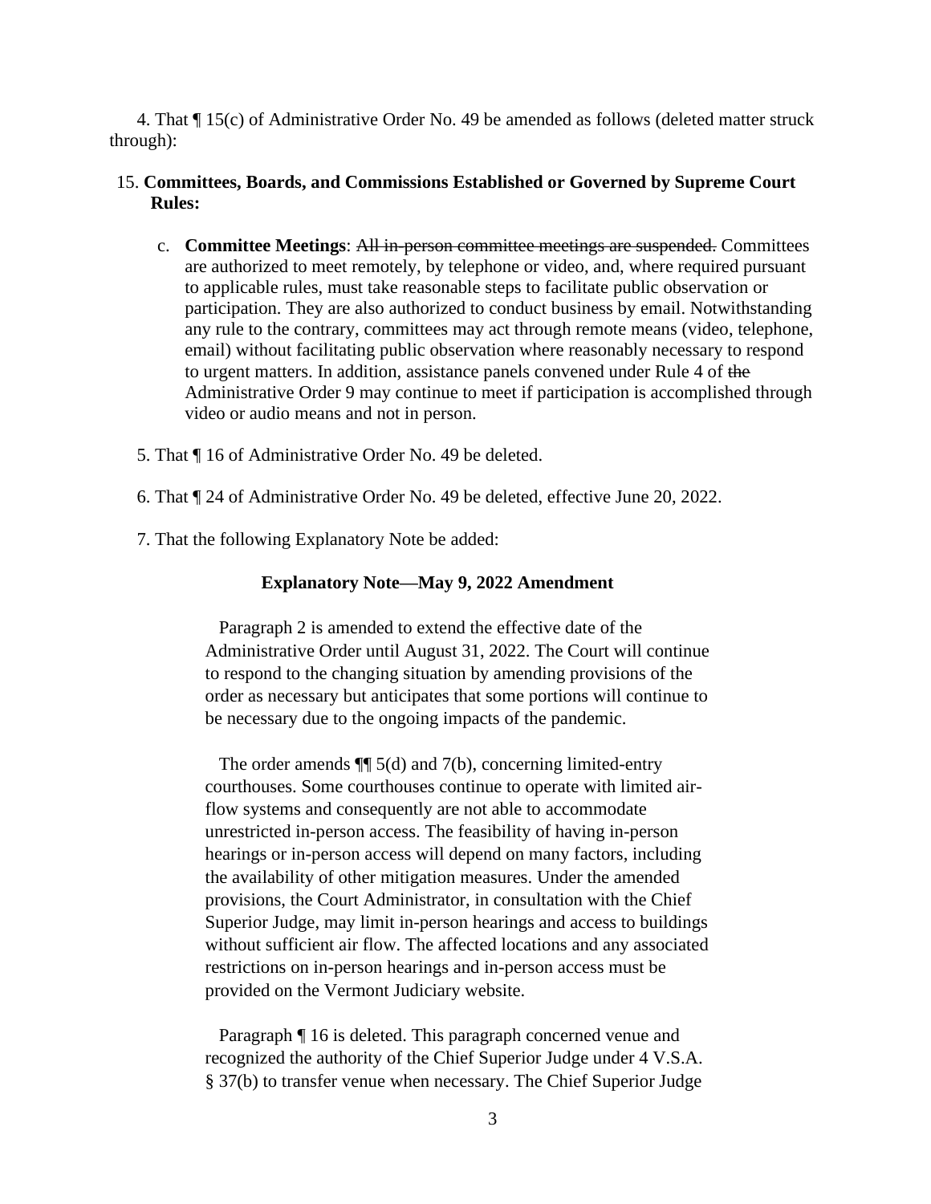4. That ¶ 15(c) of Administrative Order No. 49 be amended as follows (deleted matter struck through):

15. **Committees, Boards, and Commissions Established or Governed by Supreme Court Rules:**

   c. **Committee Meetings**: ~~All in-person committee meetings are suspended.~~ Committees are authorized to meet remotely, by telephone or video, and, where required pursuant to applicable rules, must take reasonable steps to facilitate public observation or participation. They are also authorized to conduct business by email. Notwithstanding any rule to the contrary, committees may act through remote means (video, telephone, email) without facilitating public observation where reasonably necessary to respond to urgent matters. In addition, assistance panels convened under Rule 4 of ~~the~~ Administrative Order 9 may continue to meet if participation is accomplished through video or audio means and not in person.

5. That ¶ 16 of Administrative Order No. 49 be deleted.

6. That ¶ 24 of Administrative Order No. 49 be deleted, effective June 20, 2022.

7. That the following Explanatory Note be added:

**Explanatory Note—May 9, 2022 Amendment**

Paragraph 2 is amended to extend the effective date of the Administrative Order until August 31, 2022. The Court will continue to respond to the changing situation by amending provisions of the order as necessary but anticipates that some portions will continue to be necessary due to the ongoing impacts of the pandemic.

The order amends ¶¶ 5(d) and 7(b), concerning limited-entry courthouses. Some courthouses continue to operate with limited air-flow systems and consequently are not able to accommodate unrestricted in-person access. The feasibility of having in-person hearings or in-person access will depend on many factors, including the availability of other mitigation measures. Under the amended provisions, the Court Administrator, in consultation with the Chief Superior Judge, may limit in-person hearings and access to buildings without sufficient air flow. The affected locations and any associated restrictions on in-person hearings and in-person access must be provided on the Vermont Judiciary website.

Paragraph ¶ 16 is deleted. This paragraph concerned venue and recognized the authority of the Chief Superior Judge under 4 V.S.A. § 37(b) to transfer venue when necessary. The Chief Superior Judge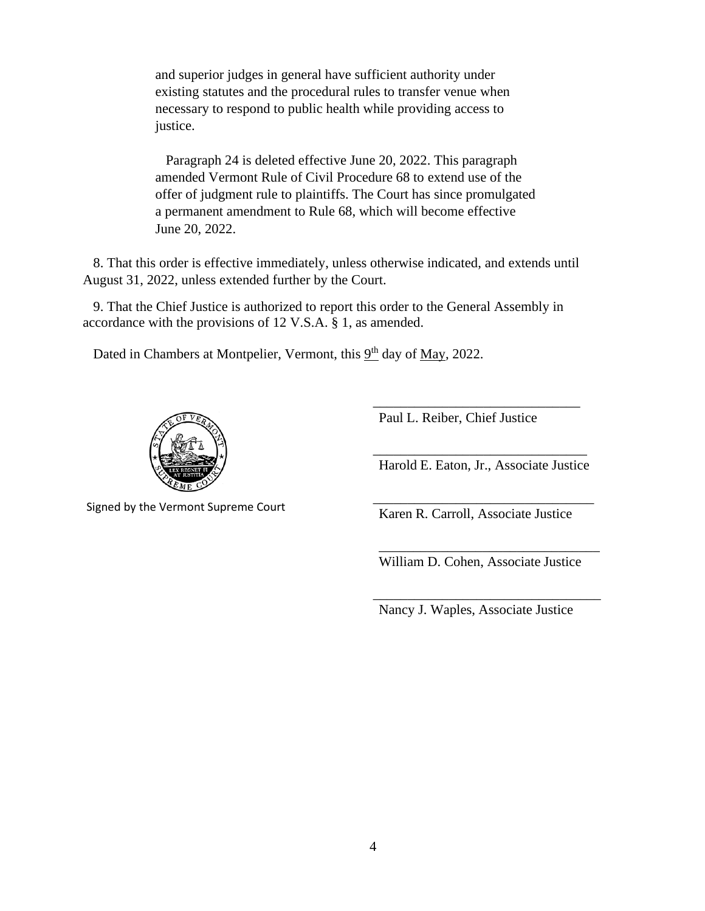and superior judges in general have sufficient authority under existing statutes and the procedural rules to transfer venue when necessary to respond to public health while providing access to justice.

Paragraph 24 is deleted effective June 20, 2022. This paragraph amended Vermont Rule of Civil Procedure 68 to extend use of the offer of judgment rule to plaintiffs. The Court has since promulgated a permanent amendment to Rule 68, which will become effective June 20, 2022.

8. That this order is effective immediately, unless otherwise indicated, and extends until August 31, 2022, unless extended further by the Court.

9. That the Chief Justice is authorized to report this order to the General Assembly in accordance with the provisions of 12 V.S.A. § 1, as amended.

Dated in Chambers at Montpelier, Vermont, this 9th day of May, 2022.

Signed by the Vermont Supreme Court

\_\_\_\_\_\_\_\_\_\_\_\_\_\_\_\_\_\_\_\_\_\_\_\_\_\_\_\_\_\_
Paul L. Reiber, Chief Justice

\_\_\_\_\_\_\_\_\_\_\_\_\_\_\_\_\_\_\_\_\_\_\_\_\_\_\_\_\_\_
Harold E. Eaton, Jr., Associate Justice

\_\_\_\_\_\_\_\_\_\_\_\_\_\_\_\_\_\_\_\_\_\_\_\_\_\_\_\_\_\_
Karen R. Carroll, Associate Justice

\_\_\_\_\_\_\_\_\_\_\_\_\_\_\_\_\_\_\_\_\_\_\_\_\_\_\_\_\_\_
William D. Cohen, Associate Justice

\_\_\_\_\_\_\_\_\_\_\_\_\_\_\_\_\_\_\_\_\_\_\_\_\_\_\_\_\_\_
Nancy J. Waples, Associate Justice